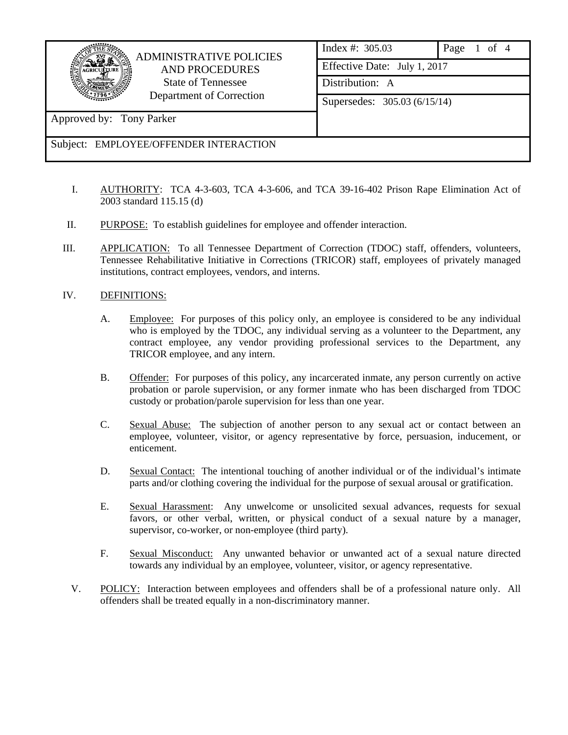| ADMINISTRATIVE POLICIES AND PROCEDURES State of Tennessee Department of Correction | Index #: 305.03 | Page 1 of 4 |
|---|---|---|
| | Effective Date: July 1, 2017 | |
| | Distribution: A | |
| | Supersedes: 305.03 (6/15/14) | |
| Approved by: Tony Parker | | |
| Subject: EMPLOYEE/OFFENDER INTERACTION | | |

I. AUTHORITY: TCA 4-3-603, TCA 4-3-606, and TCA 39-16-402 Prison Rape Elimination Act of 2003 standard 115.15 (d)

II. PURPOSE: To establish guidelines for employee and offender interaction.

III. APPLICATION: To all Tennessee Department of Correction (TDOC) staff, offenders, volunteers, Tennessee Rehabilitative Initiative in Corrections (TRICOR) staff, employees of privately managed institutions, contract employees, vendors, and interns.

IV. DEFINITIONS:

A. Employee: For purposes of this policy only, an employee is considered to be any individual who is employed by the TDOC, any individual serving as a volunteer to the Department, any contract employee, any vendor providing professional services to the Department, any TRICOR employee, and any intern.

B. Offender: For purposes of this policy, any incarcerated inmate, any person currently on active probation or parole supervision, or any former inmate who has been discharged from TDOC custody or probation/parole supervision for less than one year.

C. Sexual Abuse: The subjection of another person to any sexual act or contact between an employee, volunteer, visitor, or agency representative by force, persuasion, inducement, or enticement.

D. Sexual Contact: The intentional touching of another individual or of the individual's intimate parts and/or clothing covering the individual for the purpose of sexual arousal or gratification.

E. Sexual Harassment: Any unwelcome or unsolicited sexual advances, requests for sexual favors, or other verbal, written, or physical conduct of a sexual nature by a manager, supervisor, co-worker, or non-employee (third party).

F. Sexual Misconduct: Any unwanted behavior or unwanted act of a sexual nature directed towards any individual by an employee, volunteer, visitor, or agency representative.

V. POLICY: Interaction between employees and offenders shall be of a professional nature only. All offenders shall be treated equally in a non-discriminatory manner.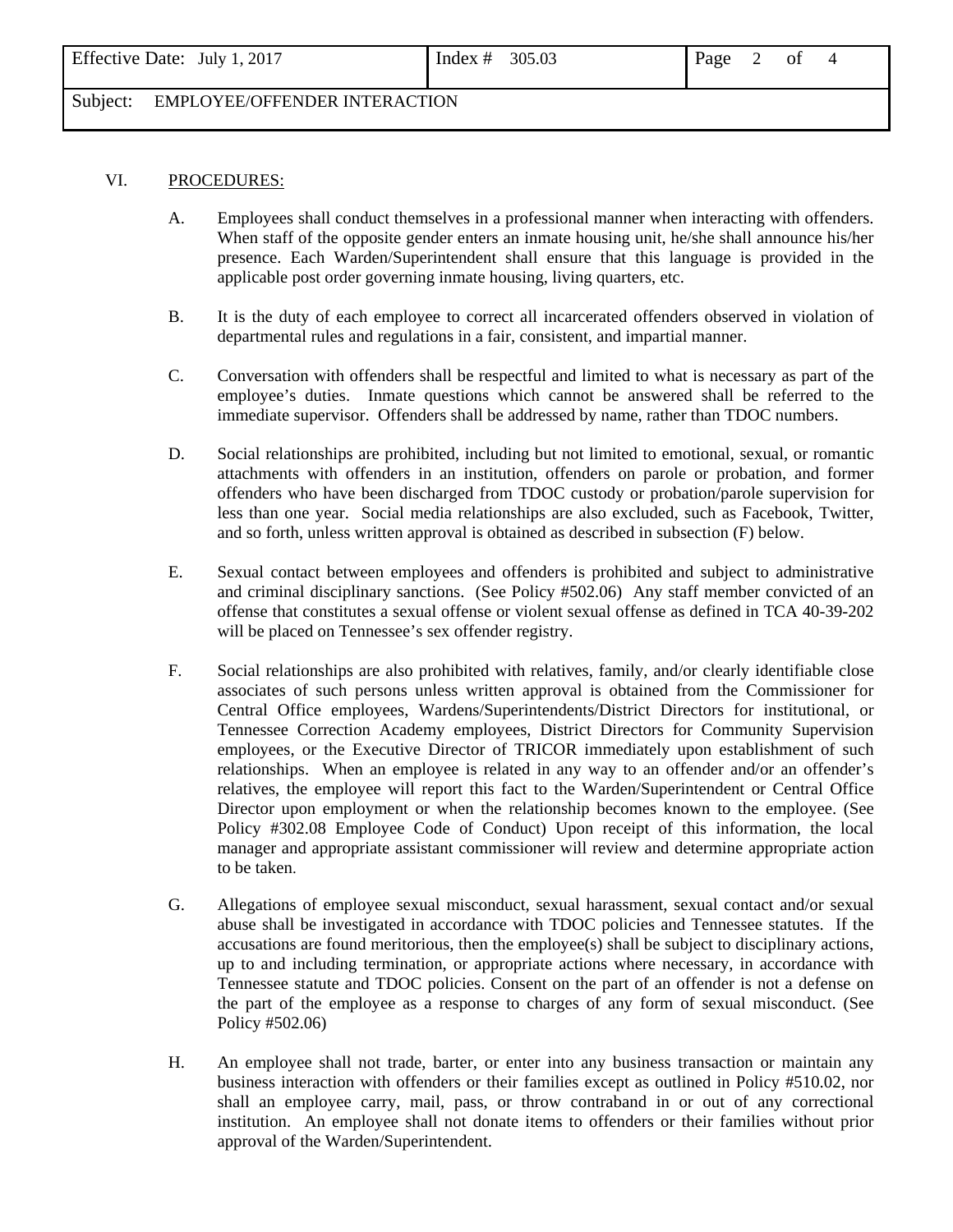VI. PROCEDURES:

A. Employees shall conduct themselves in a professional manner when interacting with offenders. When staff of the opposite gender enters an inmate housing unit, he/she shall announce his/her presence. Each Warden/Superintendent shall ensure that this language is provided in the applicable post order governing inmate housing, living quarters, etc.

B. It is the duty of each employee to correct all incarcerated offenders observed in violation of departmental rules and regulations in a fair, consistent, and impartial manner.

C. Conversation with offenders shall be respectful and limited to what is necessary as part of the employee's duties. Inmate questions which cannot be answered shall be referred to the immediate supervisor. Offenders shall be addressed by name, rather than TDOC numbers.

D. Social relationships are prohibited, including but not limited to emotional, sexual, or romantic attachments with offenders in an institution, offenders on parole or probation, and former offenders who have been discharged from TDOC custody or probation/parole supervision for less than one year. Social media relationships are also excluded, such as Facebook, Twitter, and so forth, unless written approval is obtained as described in subsection (F) below.

E. Sexual contact between employees and offenders is prohibited and subject to administrative and criminal disciplinary sanctions. (See Policy #502.06) Any staff member convicted of an offense that constitutes a sexual offense or violent sexual offense as defined in TCA 40-39-202 will be placed on Tennessee's sex offender registry.

F. Social relationships are also prohibited with relatives, family, and/or clearly identifiable close associates of such persons unless written approval is obtained from the Commissioner for Central Office employees, Wardens/Superintendents/District Directors for institutional, or Tennessee Correction Academy employees, District Directors for Community Supervision employees, or the Executive Director of TRICOR immediately upon establishment of such relationships. When an employee is related in any way to an offender and/or an offender's relatives, the employee will report this fact to the Warden/Superintendent or Central Office Director upon employment or when the relationship becomes known to the employee. (See Policy #302.08 Employee Code of Conduct) Upon receipt of this information, the local manager and appropriate assistant commissioner will review and determine appropriate action to be taken.

G. Allegations of employee sexual misconduct, sexual harassment, sexual contact and/or sexual abuse shall be investigated in accordance with TDOC policies and Tennessee statutes. If the accusations are found meritorious, then the employee(s) shall be subject to disciplinary actions, up to and including termination, or appropriate actions where necessary, in accordance with Tennessee statute and TDOC policies. Consent on the part of an offender is not a defense on the part of the employee as a response to charges of any form of sexual misconduct. (See Policy #502.06)

H. An employee shall not trade, barter, or enter into any business transaction or maintain any business interaction with offenders or their families except as outlined in Policy #510.02, nor shall an employee carry, mail, pass, or throw contraband in or out of any correctional institution. An employee shall not donate items to offenders or their families without prior approval of the Warden/Superintendent.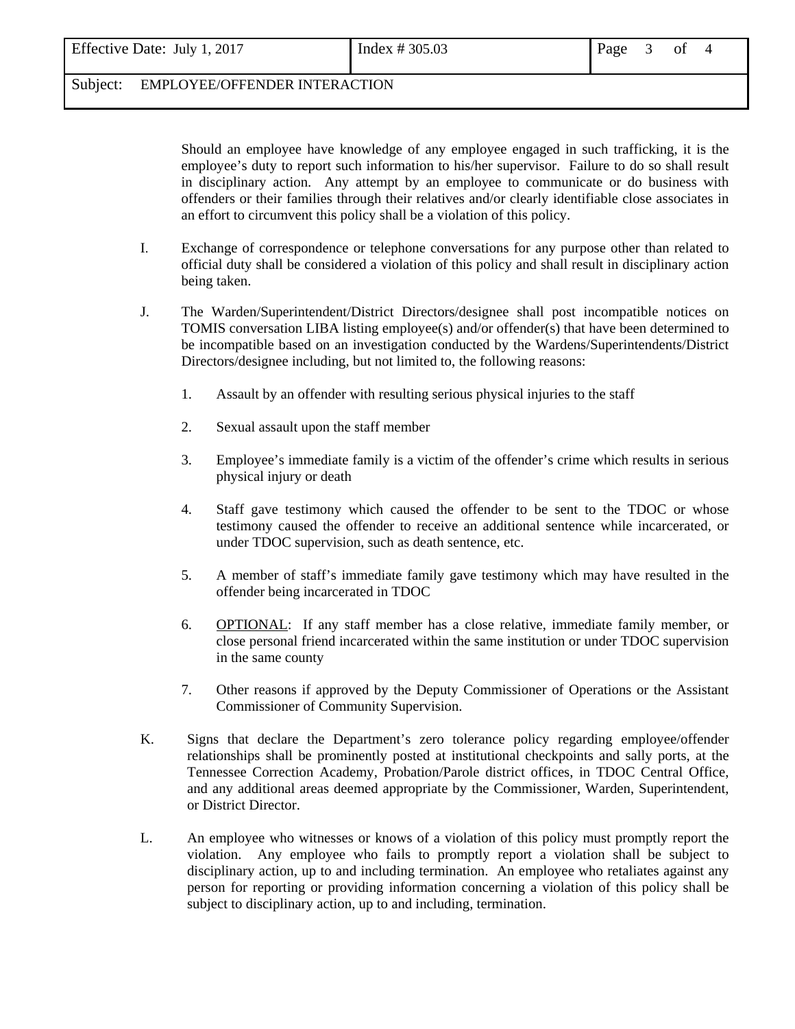Should an employee have knowledge of any employee engaged in such trafficking, it is the employee's duty to report such information to his/her supervisor. Failure to do so shall result in disciplinary action. Any attempt by an employee to communicate or do business with offenders or their families through their relatives and/or clearly identifiable close associates in an effort to circumvent this policy shall be a violation of this policy.

I. Exchange of correspondence or telephone conversations for any purpose other than related to official duty shall be considered a violation of this policy and shall result in disciplinary action being taken.

J. The Warden/Superintendent/District Directors/designee shall post incompatible notices on TOMIS conversation LIBA listing employee(s) and/or offender(s) that have been determined to be incompatible based on an investigation conducted by the Wardens/Superintendents/District Directors/designee including, but not limited to, the following reasons:

   1. Assault by an offender with resulting serious physical injuries to the staff

   2. Sexual assault upon the staff member

   3. Employee's immediate family is a victim of the offender's crime which results in serious physical injury or death

   4. Staff gave testimony which caused the offender to be sent to the TDOC or whose testimony caused the offender to receive an additional sentence while incarcerated, or under TDOC supervision, such as death sentence, etc.

   5. A member of staff's immediate family gave testimony which may have resulted in the offender being incarcerated in TDOC

   6. <u>OPTIONAL</u>: If any staff member has a close relative, immediate family member, or close personal friend incarcerated within the same institution or under TDOC supervision in the same county

   7. Other reasons if approved by the Deputy Commissioner of Operations or the Assistant Commissioner of Community Supervision.

K. Signs that declare the Department's zero tolerance policy regarding employee/offender relationships shall be prominently posted at institutional checkpoints and sally ports, at the Tennessee Correction Academy, Probation/Parole district offices, in TDOC Central Office, and any additional areas deemed appropriate by the Commissioner, Warden, Superintendent, or District Director.

L. An employee who witnesses or knows of a violation of this policy must promptly report the violation. Any employee who fails to promptly report a violation shall be subject to disciplinary action, up to and including termination. An employee who retaliates against any person for reporting or providing information concerning a violation of this policy shall be subject to disciplinary action, up to and including, termination.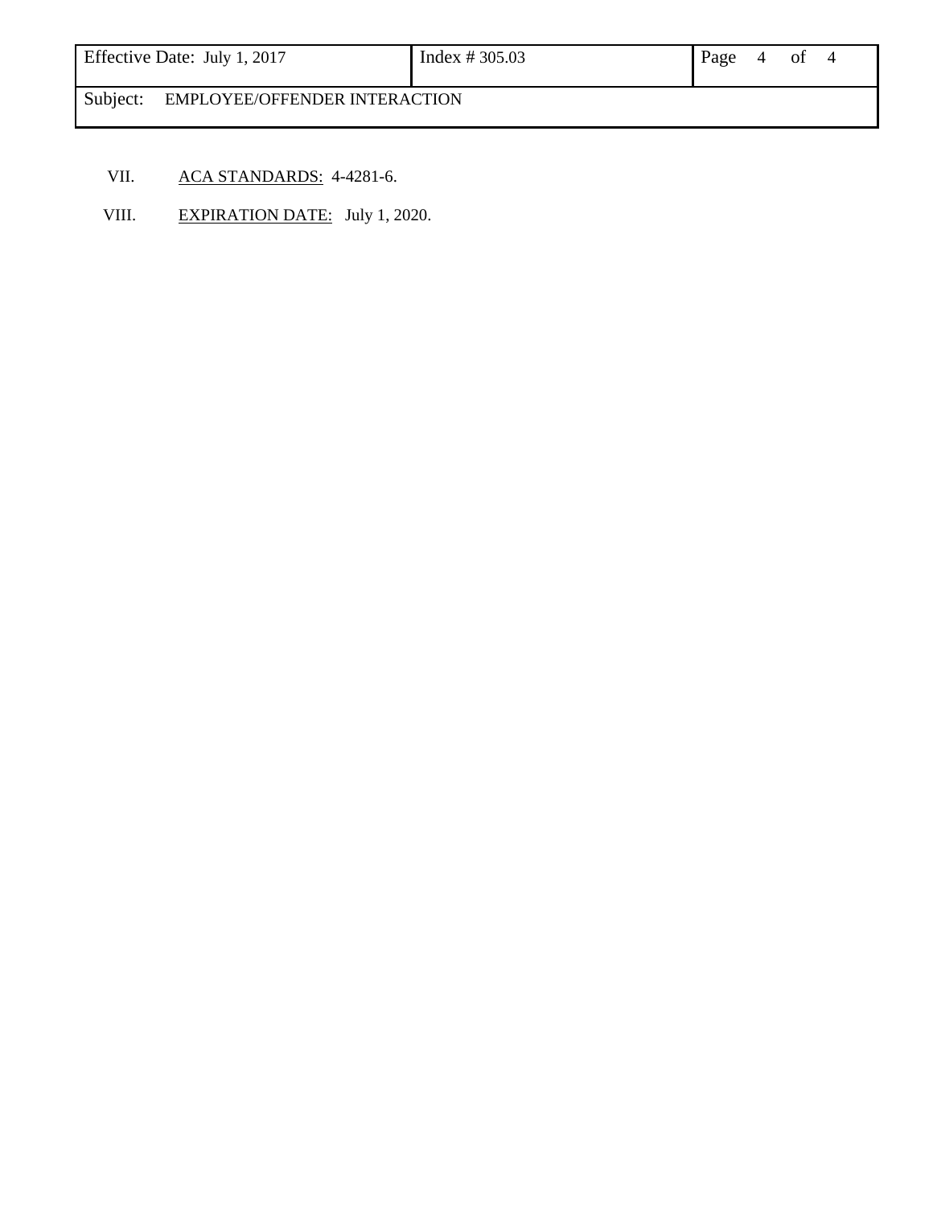VII. ACA STANDARDS: 4-4281-6.

VIII. EXPIRATION DATE: July 1, 2020.